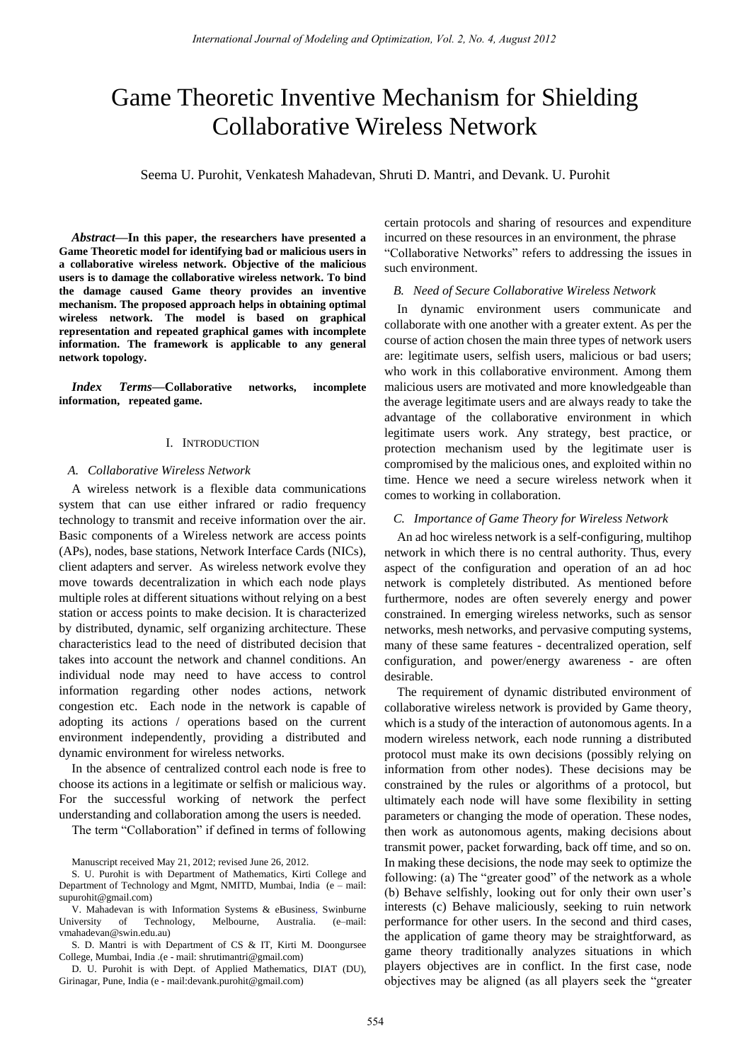# Game Theoretic Inventive Mechanism for Shielding Collaborative Wireless Network

Seema U. Purohit, Venkatesh Mahadevan, Shruti D. Mantri, and Devank. U. Purohit

***Abstract*—In this paper, the researchers have presented a Game Theoretic model for identifying bad or malicious users in a collaborative wireless network. Objective of the malicious users is to damage the collaborative wireless network. To bind the damage caused Game theory provides an inventive mechanism. The proposed approach helps in obtaining optimal wireless network. The model is based on graphical representation and repeated graphical games with incomplete information. The framework is applicable to any general network topology.**

***Index Terms*—Collaborative networks, incomplete information, repeated game.**

## I. Introduction

### *A. Collaborative Wireless Network*

A wireless network is a flexible data communications system that can use either infrared or radio frequency technology to transmit and receive information over the air. Basic components of a Wireless network are access points (APs), nodes, base stations, Network Interface Cards (NICs), client adapters and server. As wireless network evolve they move towards decentralization in which each node plays multiple roles at different situations without relying on a best station or access points to make decision. It is characterized by distributed, dynamic, self organizing architecture. These characteristics lead to the need of distributed decision that takes into account the network and channel conditions. An individual node may need to have access to control information regarding other nodes actions, network congestion etc. Each node in the network is capable of adopting its actions / operations based on the current environment independently, providing a distributed and dynamic environment for wireless networks.

In the absence of centralized control each node is free to choose its actions in a legitimate or selfish or malicious way. For the successful working of network the perfect understanding and collaboration among the users is needed.

The term "Collaboration" if defined in terms of following certain protocols and sharing of resources and expenditure incurred on these resources in an environment, the phrase "Collaborative Networks" refers to addressing the issues in such environment.

### *B. Need of Secure Collaborative Wireless Network*

In dynamic environment users communicate and collaborate with one another with a greater extent. As per the course of action chosen the main three types of network users are: legitimate users, selfish users, malicious or bad users; who work in this collaborative environment. Among them malicious users are motivated and more knowledgeable than the average legitimate users and are always ready to take the advantage of the collaborative environment in which legitimate users work. Any strategy, best practice, or protection mechanism used by the legitimate user is compromised by the malicious ones, and exploited within no time. Hence we need a secure wireless network when it comes to working in collaboration.

### *C. Importance of Game Theory for Wireless Network*

An ad hoc wireless network is a self-configuring, multihop network in which there is no central authority. Thus, every aspect of the configuration and operation of an ad hoc network is completely distributed. As mentioned before furthermore, nodes are often severely energy and power constrained. In emerging wireless networks, such as sensor networks, mesh networks, and pervasive computing systems, many of these same features - decentralized operation, self configuration, and power/energy awareness - are often desirable.

The requirement of dynamic distributed environment of collaborative wireless network is provided by Game theory, which is a study of the interaction of autonomous agents. In a modern wireless network, each node running a distributed protocol must make its own decisions (possibly relying on information from other nodes). These decisions may be constrained by the rules or algorithms of a protocol, but ultimately each node will have some flexibility in setting parameters or changing the mode of operation. These nodes, then work as autonomous agents, making decisions about transmit power, packet forwarding, back off time, and so on. In making these decisions, the node may seek to optimize the following: (a) The "greater good" of the network as a whole (b) Behave selfishly, looking out for only their own user's interests (c) Behave maliciously, seeking to ruin network performance for other users. In the second and third cases, the application of game theory may be straightforward, as game theory traditionally analyzes situations in which players objectives are in conflict. In the first case, node objectives may be aligned (as all players seek the "greater

Manuscript received May 21, 2012; revised June 26, 2012.

S. U. Purohit is with Department of Mathematics, Kirti College and Department of Technology and Mgmt, NMITD, Mumbai, India (e – mail: supurohit@gmail.com)

V. Mahadevan is with Information Systems & eBusiness, Swinburne University of Technology, Melbourne, Australia. (e–mail: vmahadevan@swin.edu.au)

S. D. Mantri is with Department of CS & IT, Kirti M. Doongursee College, Mumbai, India .(e - mail: shrutimantri@gmail.com)

D. U. Purohit is with Dept. of Applied Mathematics, DIAT (DU), Girinagar, Pune, India (e - mail:devank.purohit@gmail.com)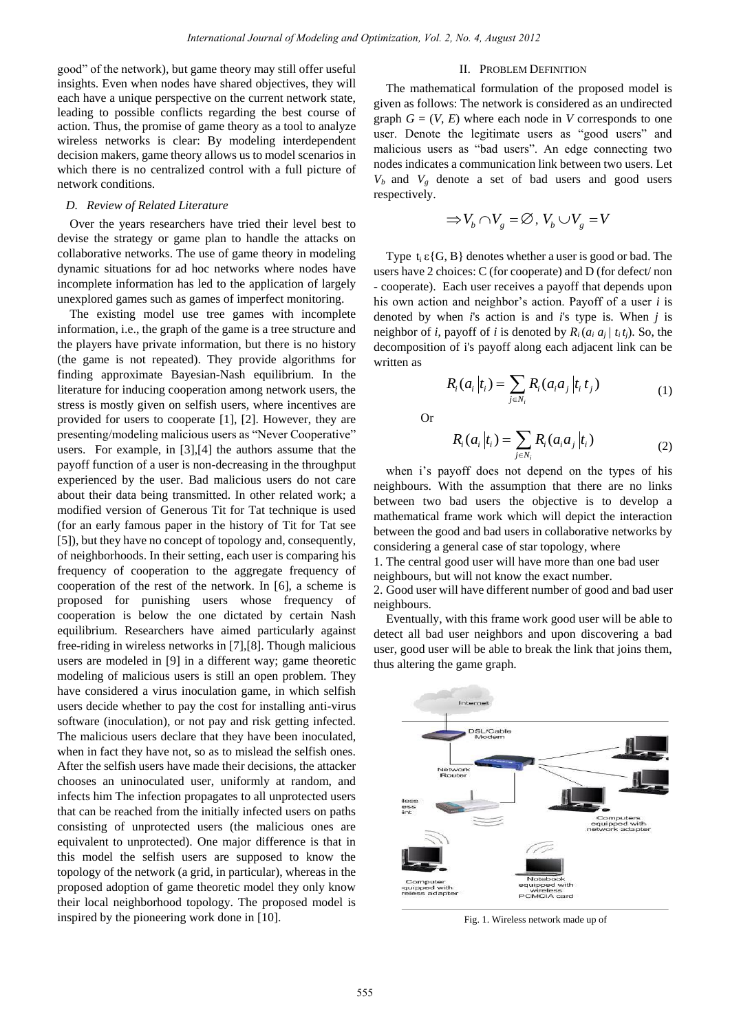good" of the network), but game theory may still offer useful insights. Even when nodes have shared objectives, they will each have a unique perspective on the current network state, leading to possible conflicts regarding the best course of action. Thus, the promise of game theory as a tool to analyze wireless networks is clear: By modeling interdependent decision makers, game theory allows us to model scenarios in which there is no centralized control with a full picture of network conditions.

### D. Review of Related Literature

Over the years researchers have tried their level best to devise the strategy or game plan to handle the attacks on collaborative networks. The use of game theory in modeling dynamic situations for ad hoc networks where nodes have incomplete information has led to the application of largely unexplored games such as games of imperfect monitoring.

The existing model use tree games with incomplete information, i.e., the graph of the game is a tree structure and the players have private information, but there is no history (the game is not repeated). They provide algorithms for finding approximate Bayesian-Nash equilibrium. In the literature for inducing cooperation among network users, the stress is mostly given on selfish users, where incentives are provided for users to cooperate [1], [2]. However, they are presenting/modeling malicious users as "Never Cooperative" users. For example, in [3],[4] the authors assume that the payoff function of a user is non-decreasing in the throughput experienced by the user. Bad malicious users do not care about their data being transmitted. In other related work; a modified version of Generous Tit for Tat technique is used (for an early famous paper in the history of Tit for Tat see [5]), but they have no concept of topology and, consequently, of neighborhoods. In their setting, each user is comparing his frequency of cooperation to the aggregate frequency of cooperation of the rest of the network. In [6], a scheme is proposed for punishing users whose frequency of cooperation is below the one dictated by certain Nash equilibrium. Researchers have aimed particularly against free-riding in wireless networks in [7],[8]. Though malicious users are modeled in [9] in a different way; game theoretic modeling of malicious users is still an open problem. They have considered a virus inoculation game, in which selfish users decide whether to pay the cost for installing anti-virus software (inoculation), or not pay and risk getting infected. The malicious users declare that they have been inoculated, when in fact they have not, so as to mislead the selfish ones. After the selfish users have made their decisions, the attacker chooses an uninoculated user, uniformly at random, and infects him The infection propagates to all unprotected users that can be reached from the initially infected users on paths consisting of unprotected users (the malicious ones are equivalent to unprotected). One major difference is that in this model the selfish users are supposed to know the topology of the network (a grid, in particular), whereas in the proposed adoption of game theoretic model they only know their local neighborhood topology. The proposed model is inspired by the pioneering work done in [10].

## II. Problem Definition

The mathematical formulation of the proposed model is given as follows: The network is considered as an undirected graph $G = (V, E)$ where each node in $V$ corresponds to one user. Denote the legitimate users as "good users" and malicious users as "bad users". An edge connecting two nodes indicates a communication link between two users. Let $V_b$ and $V_g$ denote a set of bad users and good users respectively.

$$\Rightarrow V_b \cap V_g = \emptyset,\ V_b \cup V_g = V$$

Type $t_i \varepsilon \{G, B\}$ denotes whether a user is good or bad. The users have 2 choices: C (for cooperate) and D (for defect/ non - cooperate). Each user receives a payoff that depends upon his own action and neighbor's action. Payoff of a user $i$ is denoted by when $i$'s action is and $i$'s type is. When $j$ is neighbor of $i$, payoff of $i$ is denoted by $R_i(a_i\ a_j \mid t_i t_j)$. So, the decomposition of i's payoff along each adjacent link can be written as

$$R_i(a_i \mid t_i) = \sum_{j \in N_i} R_i(a_i a_j \mid t_i t_j) \tag{1}$$

Or

$$R_i(a_i \mid t_i) = \sum_{j \in N_i} R_i(a_i a_j \mid t_i) \tag{2}$$

when i's payoff does not depend on the types of his neighbours. With the assumption that there are no links between two bad users the objective is to develop a mathematical frame work which will depict the interaction between the good and bad users in collaborative networks by considering a general case of star topology, where

1. The central good user will have more than one bad user neighbours, but will not know the exact number.
2. Good user will have different number of good and bad user neighbours.

Eventually, with this frame work good user will be able to detect all bad user neighbors and upon discovering a bad user, good user will be able to break the link that joins them, thus altering the game graph.

Fig. 1. Wireless network made up of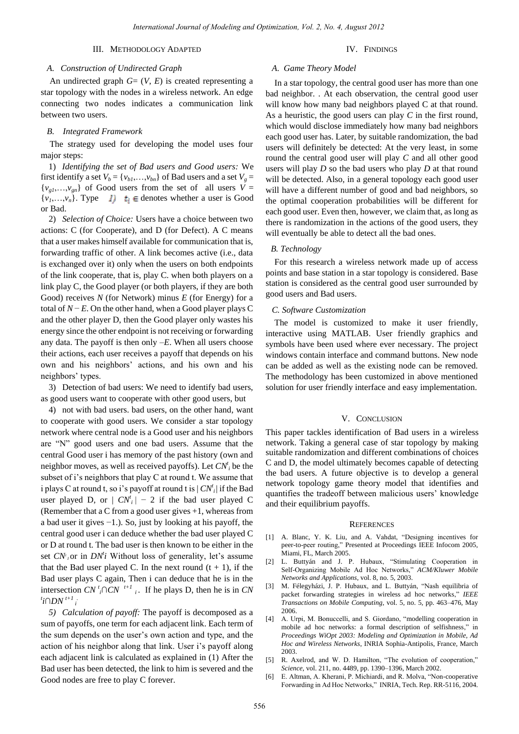## III. Methodology Adapted

### A. Construction of Undirected Graph

An undirected graph $G=(V, E)$ is created representing a star topology with the nodes in a wireless network. An edge connecting two nodes indicates a communication link between two users.

### B. Integrated Framework

The strategy used for developing the model uses four major steps:

1) *Identifying the set of Bad users and Good users:* We first identify a set $V_b = \{v_{b1},\ldots,v_{bn}\}$ of Bad users and a set $V_g = \{v_{g1},\ldots,v_{gn}\}$ of Good users from the set of all users $V = \{v_1,\ldots,v_n\}$. Type $t_i \in$ denotes whether a user is Good or Bad.

2) *Selection of Choice:* Users have a choice between two actions: C (for Cooperate), and D (for Defect). A C means that a user makes himself available for communication that is, forwarding traffic of other. A link becomes active (i.e., data is exchanged over it) only when the users on both endpoints of the link cooperate, that is, play C. when both players on a link play C, the Good player (or both players, if they are both Good) receives *N* (for Network) minus *E* (for Energy) for a total of $N-E$. On the other hand, when a Good player plays C and the other player D, then the Good player only wastes his energy since the other endpoint is not receiving or forwarding any data. The payoff is then only $-E$. When all users choose their actions, each user receives a payoff that depends on his own and his neighbors' actions, and his own and his neighbors' types.

3) Detection of bad users: We need to identify bad users, as good users want to cooperate with other good users, but

4) not with bad users. bad users, on the other hand, want to cooperate with good users. We consider a star topology network where central node is a Good user and his neighbors are "N" good users and one bad users. Assume that the central Good user i has memory of the past history (own and neighbor moves, as well as received payoffs). Let $CN^t_i$ be the subset of i's neighbors that play C at round t. We assume that i plays C at round t, so i's payoff at round t is $|CN^t_i|$ if the Bad user played D, or $|CN^t_i| - 2$ if the bad user played C (Remember that a C from a good user gives +1, whereas from a bad user it gives −1.). So, just by looking at his payoff, the central good user i can deduce whether the bad user played C or D at round t. The bad user is then known to be either in the set $CN^t_i$ or in $DN^t i$ Without loss of generality, let's assume that the Bad user played C. In the next round $(t + 1)$, if the Bad user plays C again, Then i can deduce that he is in the intersection $CN^t_i \cap CN^{t+1}_i$. If he plays D, then he is in $CN^t_i \cap DN^{t+1}_i$.

5) *Calculation of payoff:* The payoff is decomposed as a sum of payoffs, one term for each adjacent link. Each term of the sum depends on the user's own action and type, and the action of his neighbor along that link. User i's payoff along each adjacent link is calculated as explained in (1) After the Bad user has been detected, the link to him is severed and the Good nodes are free to play C forever.

## IV. Findings

### A. Game Theory Model

In a star topology, the central good user has more than one bad neighbor. . At each observation, the central good user will know how many bad neighbors played C at that round. As a heuristic, the good users can play *C* in the first round, which would disclose immediately how many bad neighbors each good user has. Later, by suitable randomization, the bad users will definitely be detected: At the very least, in some round the central good user will play *C* and all other good users will play *D* so the bad users who play *D* at that round will be detected. Also, in a general topology each good user will have a different number of good and bad neighbors, so the optimal cooperation probabilities will be different for each good user. Even then, however, we claim that, as long as there is randomization in the actions of the good users, they will eventually be able to detect all the bad ones.

### B. Technology

For this research a wireless network made up of access points and base station in a star topology is considered. Base station is considered as the central good user surrounded by good users and Bad users.

### C. Software Customization

The model is customized to make it user friendly, interactive using MATLAB. User friendly graphics and symbols have been used where ever necessary. The project windows contain interface and command buttons. New node can be added as well as the existing node can be removed. The methodology has been customized in above mentioned solution for user friendly interface and easy implementation.

## V. Conclusion

This paper tackles identification of Bad users in a wireless network. Taking a general case of star topology by making suitable randomization and different combinations of choices C and D, the model ultimately becomes capable of detecting the bad users. A future objective is to develop a general network topology game theory model that identifies and quantifies the tradeoff between malicious users' knowledge and their equilibrium payoffs.

## References

[1] A. Blanc, Y. K. Liu, and A. Vahdat, "Designing incentives for peer-to-peer routing," Presented at Proceedings IEEE Infocom 2005, Miami, FL, March 2005.

[2] L. Buttyán and J. P. Hubaux, "Stimulating Cooperation in Self-Organizing Mobile Ad Hoc Networks," *ACM/Kluwer Mobile Networks and Applications*, vol. 8, no. 5, 2003.

[3] M. Félegyházi, J. P. Hubaux, and L. Buttyán, "Nash equilibria of packet forwarding strategies in wireless ad hoc networks," *IEEE Transactions on Mobile Computing*, vol. 5, no. 5, pp. 463–476, May 2006.

[4] A. Urpi, M. Bonuccelli, and S. Giordano, "modelling cooperation in mobile ad hoc networks: a formal description of selfishness," in *Proceedings WiOpt 2003: Modeling and Optimization in Mobile, Ad Hoc and Wireless Networks*, INRIA Sophia-Antipolis, France, March 2003.

[5] R. Axelrod, and W. D. Hamilton, "The evolution of cooperation," *Science*, vol. 211, no. 4489, pp. 1390–1396, March 2002.

[6] E. Altman, A. Kherani, P. Michiardi, and R. Molva, "Non-cooperative Forwarding in Ad Hoc Networks," INRIA, Tech. Rep. RR-5116, 2004.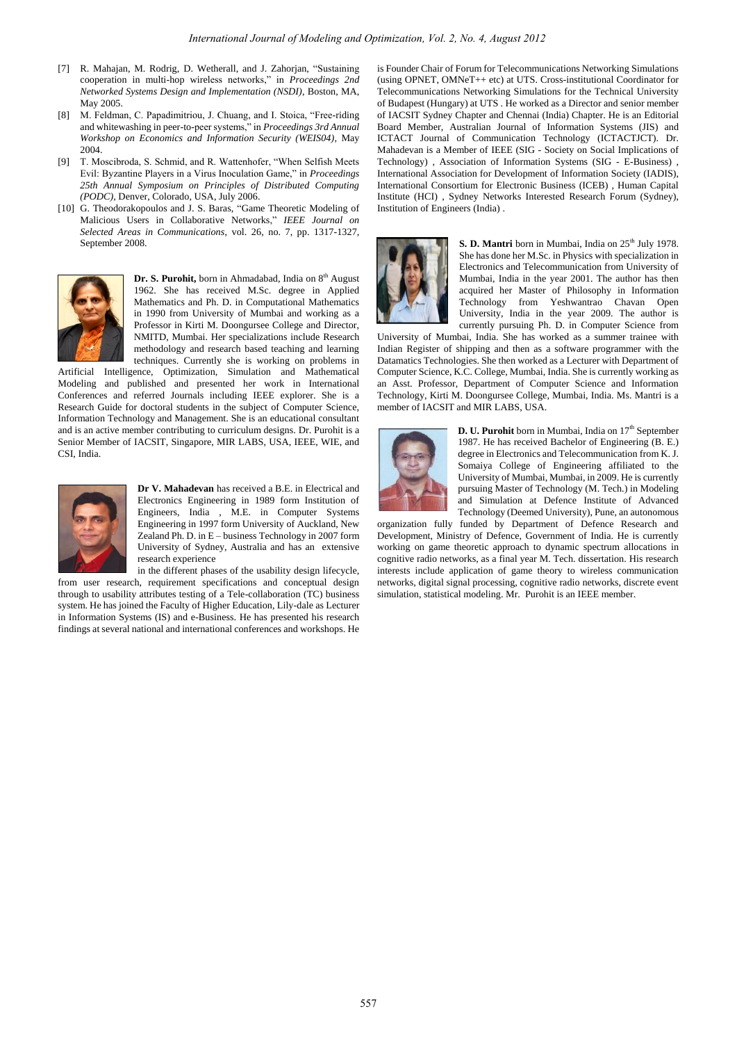[7] R. Mahajan, M. Rodrig, D. Wetherall, and J. Zahorjan, "Sustaining cooperation in multi-hop wireless networks," in *Proceedings 2nd Networked Systems Design and Implementation (NSDI)*, Boston, MA, May 2005.

[8] M. Feldman, C. Papadimitriou, J. Chuang, and I. Stoica, "Free-riding and whitewashing in peer-to-peer systems," in *Proceedings 3rd Annual Workshop on Economics and Information Security (WEIS04)*, May 2004.

[9] T. Moscibroda, S. Schmid, and R. Wattenhofer, "When Selfish Meets Evil: Byzantine Players in a Virus Inoculation Game," in *Proceedings 25th Annual Symposium on Principles of Distributed Computing (PODC)*, Denver, Colorado, USA, July 2006.

[10] G. Theodorakopoulos and J. S. Baras, "Game Theoretic Modeling of Malicious Users in Collaborative Networks," *IEEE Journal on Selected Areas in Communications*, vol. 26, no. 7, pp. 1317-1327, September 2008.

**Dr. S. Purohit,** born in Ahmadabad, India on 8th August 1962. She has received M.Sc. degree in Applied Mathematics and Ph. D. in Computational Mathematics in 1990 from University of Mumbai and working as a Professor in Kirti M. Doongursee College and Director, NMITD, Mumbai. Her specializations include Research methodology and research based teaching and learning techniques. Currently she is working on problems in Artificial Intelligence, Optimization, Simulation and Mathematical Modeling and published and presented her work in International Conferences and referred Journals including IEEE explorer. She is a Research Guide for doctoral students in the subject of Computer Science, Information Technology and Management. She is an educational consultant and is an active member contributing to curriculum designs. Dr. Purohit is a Senior Member of IACSIT, Singapore, MIR LABS, USA, IEEE, WIE, and CSI, India.

**Dr V. Mahadevan** has received a B.E. in Electrical and Electronics Engineering in 1989 form Institution of Engineers, India , M.E. in Computer Systems Engineering in 1997 form University of Auckland, New Zealand Ph. D. in E – business Technology in 2007 form University of Sydney, Australia and has an extensive research experience in the different phases of the usability design lifecycle, from user research, requirement specifications and conceptual design through to usability attributes testing of a Tele-collaboration (TC) business system. He has joined the Faculty of Higher Education, Lily-dale as Lecturer in Information Systems (IS) and e-Business. He has presented his research findings at several national and international conferences and workshops. He is Founder Chair of Forum for Telecommunications Networking Simulations (using OPNET, OMNeT++ etc) at UTS. Cross-institutional Coordinator for Telecommunications Networking Simulations for the Technical University of Budapest (Hungary) at UTS . He worked as a Director and senior member of IACSIT Sydney Chapter and Chennai (India) Chapter. He is an Editorial Board Member, Australian Journal of Information Systems (JIS) and ICTACT Journal of Communication Technology (ICTACTJCT). Dr. Mahadevan is a Member of IEEE (SIG - Society on Social Implications of Technology) , Association of Information Systems (SIG - E-Business) , International Association for Development of Information Society (IADIS), International Consortium for Electronic Business (ICEB) , Human Capital Institute (HCI) , Sydney Networks Interested Research Forum (Sydney), Institution of Engineers (India) .

**S. D. Mantri** born in Mumbai, India on 25th July 1978. She has done her M.Sc. in Physics with specialization in Electronics and Telecommunication from University of Mumbai, India in the year 2001. The author has then acquired her Master of Philosophy in Information Technology from Yeshwantrao Chavan Open University, India in the year 2009. The author is currently pursuing Ph. D. in Computer Science from University of Mumbai, India. She has worked as a summer trainee with Indian Register of shipping and then as a software programmer with the Datamatics Technologies. She then worked as a Lecturer with Department of Computer Science, K.C. College, Mumbai, India. She is currently working as an Asst. Professor, Department of Computer Science and Information Technology, Kirti M. Doongursee College, Mumbai, India. Ms. Mantri is a member of IACSIT and MIR LABS, USA.

**D. U. Purohit** born in Mumbai, India on 17th September 1987. He has received Bachelor of Engineering (B. E.) degree in Electronics and Telecommunication from K. J. Somaiya College of Engineering affiliated to the University of Mumbai, Mumbai, in 2009. He is currently pursuing Master of Technology (M. Tech.) in Modeling and Simulation at Defence Institute of Advanced Technology (Deemed University), Pune, an autonomous organization fully funded by Department of Defence Research and Development, Ministry of Defence, Government of India. He is currently working on game theoretic approach to dynamic spectrum allocations in cognitive radio networks, as a final year M. Tech. dissertation. His research interests include application of game theory to wireless communication networks, digital signal processing, cognitive radio networks, discrete event simulation, statistical modeling. Mr. Purohit is an IEEE member.